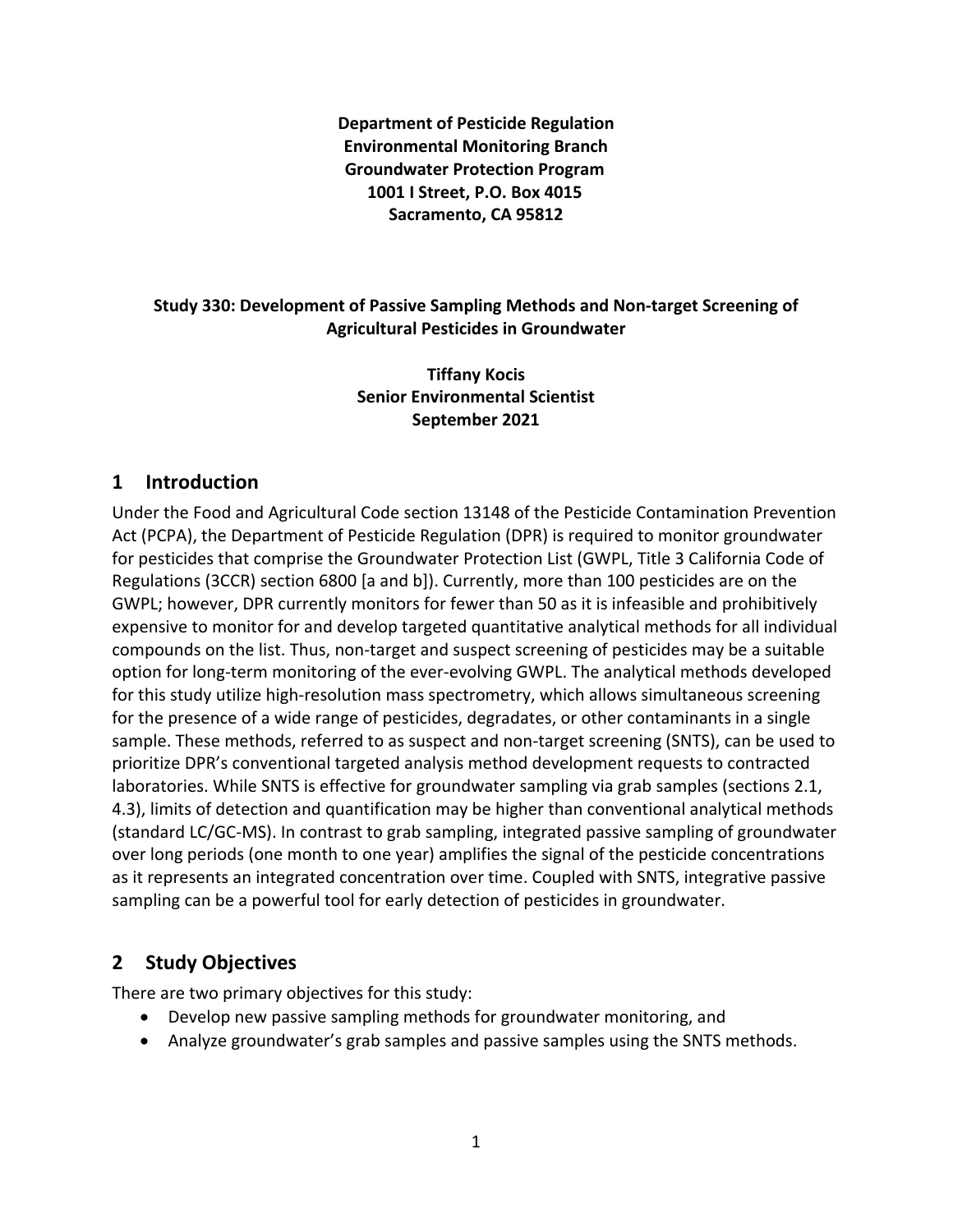**Department of Pesticide Regulation**
**Environmental Monitoring Branch**
**Groundwater Protection Program**
**1001 I Street, P.O. Box 4015**
**Sacramento, CA 95812**

**Study 330: Development of Passive Sampling Methods and Non-target Screening of Agricultural Pesticides in Groundwater**

**Tiffany Kocis**
**Senior Environmental Scientist**
**September 2021**

## 1 Introduction

Under the Food and Agricultural Code section 13148 of the Pesticide Contamination Prevention Act (PCPA), the Department of Pesticide Regulation (DPR) is required to monitor groundwater for pesticides that comprise the Groundwater Protection List (GWPL, Title 3 California Code of Regulations (3CCR) section 6800 [a and b]). Currently, more than 100 pesticides are on the GWPL; however, DPR currently monitors for fewer than 50 as it is infeasible and prohibitively expensive to monitor for and develop targeted quantitative analytical methods for all individual compounds on the list. Thus, non-target and suspect screening of pesticides may be a suitable option for long-term monitoring of the ever-evolving GWPL. The analytical methods developed for this study utilize high-resolution mass spectrometry, which allows simultaneous screening for the presence of a wide range of pesticides, degradates, or other contaminants in a single sample. These methods, referred to as suspect and non-target screening (SNTS), can be used to prioritize DPR's conventional targeted analysis method development requests to contracted laboratories. While SNTS is effective for groundwater sampling via grab samples (sections 2.1, 4.3), limits of detection and quantification may be higher than conventional analytical methods (standard LC/GC-MS). In contrast to grab sampling, integrated passive sampling of groundwater over long periods (one month to one year) amplifies the signal of the pesticide concentrations as it represents an integrated concentration over time. Coupled with SNTS, integrative passive sampling can be a powerful tool for early detection of pesticides in groundwater.

## 2 Study Objectives

There are two primary objectives for this study:

- Develop new passive sampling methods for groundwater monitoring, and
- Analyze groundwater's grab samples and passive samples using the SNTS methods.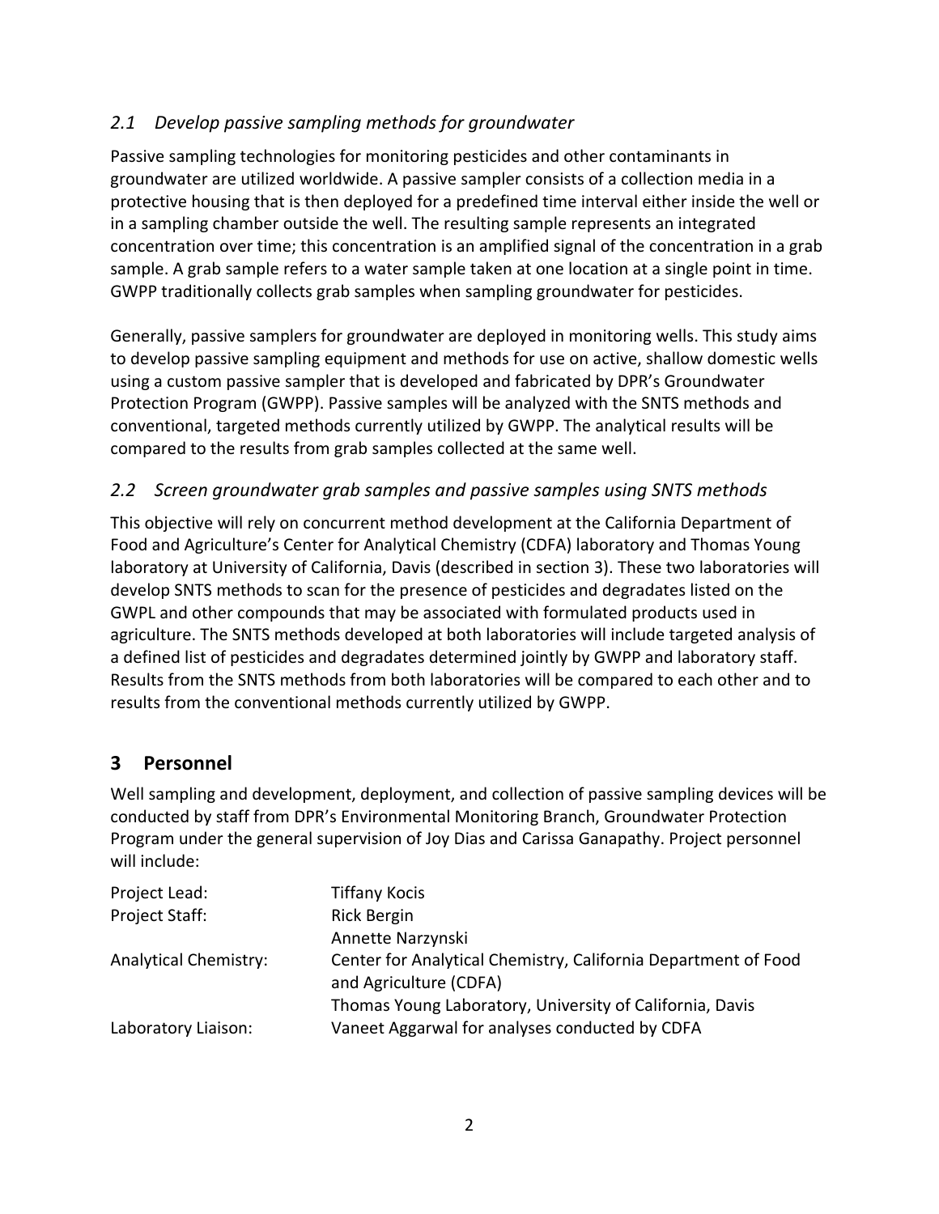### *2.1 Develop passive sampling methods for groundwater*

Passive sampling technologies for monitoring pesticides and other contaminants in groundwater are utilized worldwide. A passive sampler consists of a collection media in a protective housing that is then deployed for a predefined time interval either inside the well or in a sampling chamber outside the well. The resulting sample represents an integrated concentration over time; this concentration is an amplified signal of the concentration in a grab sample. A grab sample refers to a water sample taken at one location at a single point in time. GWPP traditionally collects grab samples when sampling groundwater for pesticides.

Generally, passive samplers for groundwater are deployed in monitoring wells. This study aims to develop passive sampling equipment and methods for use on active, shallow domestic wells using a custom passive sampler that is developed and fabricated by DPR's Groundwater Protection Program (GWPP). Passive samples will be analyzed with the SNTS methods and conventional, targeted methods currently utilized by GWPP. The analytical results will be compared to the results from grab samples collected at the same well.

### *2.2 Screen groundwater grab samples and passive samples using SNTS methods*

This objective will rely on concurrent method development at the California Department of Food and Agriculture's Center for Analytical Chemistry (CDFA) laboratory and Thomas Young laboratory at University of California, Davis (described in section 3). These two laboratories will develop SNTS methods to scan for the presence of pesticides and degradates listed on the GWPL and other compounds that may be associated with formulated products used in agriculture. The SNTS methods developed at both laboratories will include targeted analysis of a defined list of pesticides and degradates determined jointly by GWPP and laboratory staff. Results from the SNTS methods from both laboratories will be compared to each other and to results from the conventional methods currently utilized by GWPP.

## 3 Personnel

Well sampling and development, deployment, and collection of passive sampling devices will be conducted by staff from DPR's Environmental Monitoring Branch, Groundwater Protection Program under the general supervision of Joy Dias and Carissa Ganapathy. Project personnel will include:

| | |
|---|---|
| Project Lead: | Tiffany Kocis |
| Project Staff: | Rick Bergin |
| | Annette Narzynski |
| Analytical Chemistry: | Center for Analytical Chemistry, California Department of Food and Agriculture (CDFA) |
| | Thomas Young Laboratory, University of California, Davis |
| Laboratory Liaison: | Vaneet Aggarwal for analyses conducted by CDFA |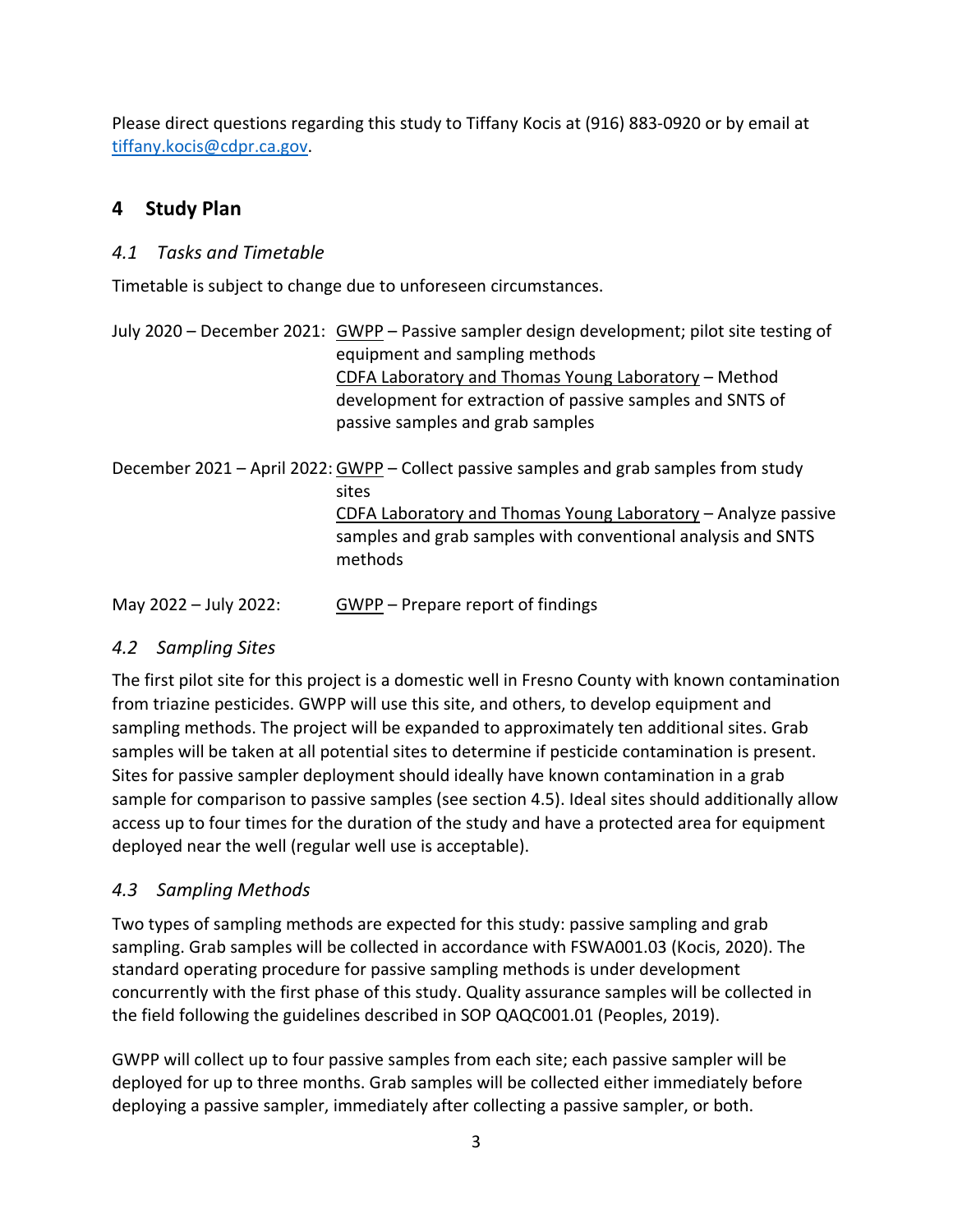Please direct questions regarding this study to Tiffany Kocis at (916) 883-0920 or by email at tiffany.kocis@cdpr.ca.gov.

## 4 Study Plan

### *4.1 Tasks and Timetable*

Timetable is subject to change due to unforeseen circumstances.

| | |
|---|---|
| July 2020 – December 2021: | GWPP – Passive sampler design development; pilot site testing of equipment and sampling methods<br>CDFA Laboratory and Thomas Young Laboratory – Method development for extraction of passive samples and SNTS of passive samples and grab samples |
| December 2021 – April 2022: | GWPP – Collect passive samples and grab samples from study sites<br>CDFA Laboratory and Thomas Young Laboratory – Analyze passive samples and grab samples with conventional analysis and SNTS methods |
| May 2022 – July 2022: | GWPP – Prepare report of findings |

### *4.2 Sampling Sites*

The first pilot site for this project is a domestic well in Fresno County with known contamination from triazine pesticides. GWPP will use this site, and others, to develop equipment and sampling methods. The project will be expanded to approximately ten additional sites. Grab samples will be taken at all potential sites to determine if pesticide contamination is present. Sites for passive sampler deployment should ideally have known contamination in a grab sample for comparison to passive samples (see section 4.5). Ideal sites should additionally allow access up to four times for the duration of the study and have a protected area for equipment deployed near the well (regular well use is acceptable).

### *4.3 Sampling Methods*

Two types of sampling methods are expected for this study: passive sampling and grab sampling. Grab samples will be collected in accordance with FSWA001.03 (Kocis, 2020). The standard operating procedure for passive sampling methods is under development concurrently with the first phase of this study. Quality assurance samples will be collected in the field following the guidelines described in SOP QAQC001.01 (Peoples, 2019).

GWPP will collect up to four passive samples from each site; each passive sampler will be deployed for up to three months. Grab samples will be collected either immediately before deploying a passive sampler, immediately after collecting a passive sampler, or both.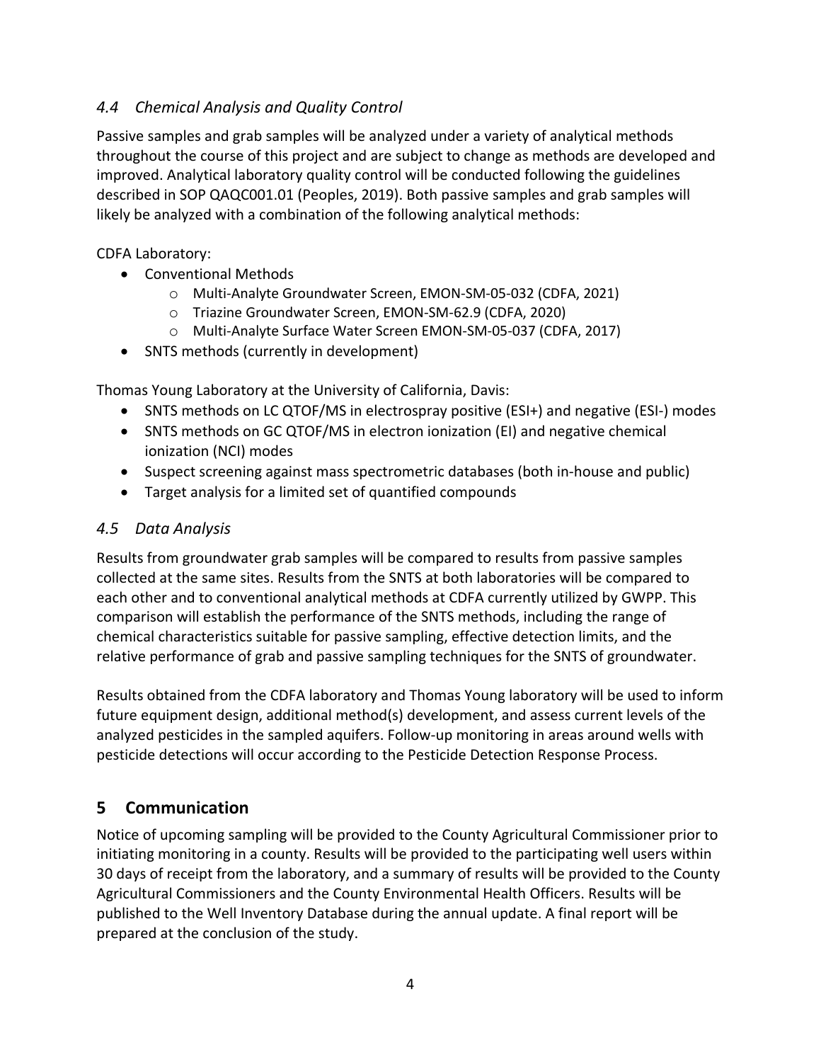### *4.4 Chemical Analysis and Quality Control*

Passive samples and grab samples will be analyzed under a variety of analytical methods throughout the course of this project and are subject to change as methods are developed and improved. Analytical laboratory quality control will be conducted following the guidelines described in SOP QAQC001.01 (Peoples, 2019). Both passive samples and grab samples will likely be analyzed with a combination of the following analytical methods:

CDFA Laboratory:

- Conventional Methods
  - Multi-Analyte Groundwater Screen, EMON-SM-05-032 (CDFA, 2021)
  - Triazine Groundwater Screen, EMON-SM-62.9 (CDFA, 2020)
  - Multi-Analyte Surface Water Screen EMON-SM-05-037 (CDFA, 2017)
- SNTS methods (currently in development)

Thomas Young Laboratory at the University of California, Davis:

- SNTS methods on LC QTOF/MS in electrospray positive (ESI+) and negative (ESI-) modes
- SNTS methods on GC QTOF/MS in electron ionization (EI) and negative chemical ionization (NCI) modes
- Suspect screening against mass spectrometric databases (both in-house and public)
- Target analysis for a limited set of quantified compounds

### *4.5 Data Analysis*

Results from groundwater grab samples will be compared to results from passive samples collected at the same sites. Results from the SNTS at both laboratories will be compared to each other and to conventional analytical methods at CDFA currently utilized by GWPP. This comparison will establish the performance of the SNTS methods, including the range of chemical characteristics suitable for passive sampling, effective detection limits, and the relative performance of grab and passive sampling techniques for the SNTS of groundwater.

Results obtained from the CDFA laboratory and Thomas Young laboratory will be used to inform future equipment design, additional method(s) development, and assess current levels of the analyzed pesticides in the sampled aquifers. Follow-up monitoring in areas around wells with pesticide detections will occur according to the Pesticide Detection Response Process.

## 5 Communication

Notice of upcoming sampling will be provided to the County Agricultural Commissioner prior to initiating monitoring in a county. Results will be provided to the participating well users within 30 days of receipt from the laboratory, and a summary of results will be provided to the County Agricultural Commissioners and the County Environmental Health Officers. Results will be published to the Well Inventory Database during the annual update. A final report will be prepared at the conclusion of the study.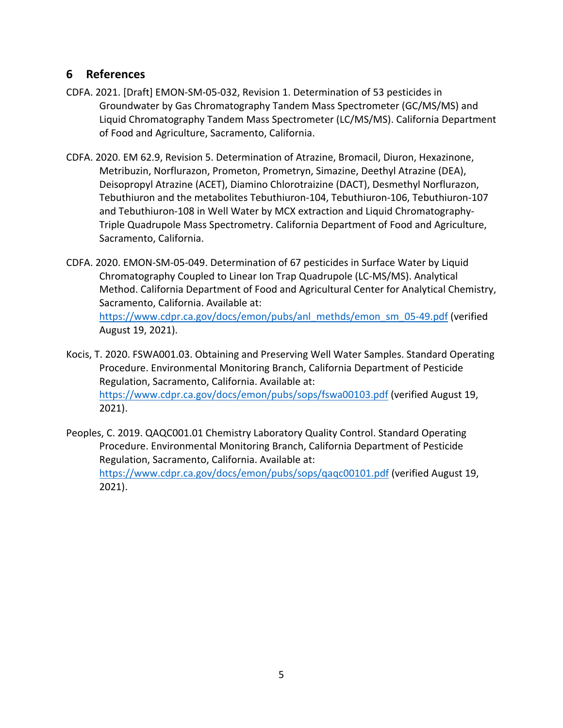## 6 References

CDFA. 2021. [Draft] EMON-SM-05-032, Revision 1. Determination of 53 pesticides in Groundwater by Gas Chromatography Tandem Mass Spectrometer (GC/MS/MS) and Liquid Chromatography Tandem Mass Spectrometer (LC/MS/MS). California Department of Food and Agriculture, Sacramento, California.

CDFA. 2020. EM 62.9, Revision 5. Determination of Atrazine, Bromacil, Diuron, Hexazinone, Metribuzin, Norflurazon, Prometon, Prometryn, Simazine, Deethyl Atrazine (DEA), Deisopropyl Atrazine (ACET), Diamino Chlorotraizine (DACT), Desmethyl Norflurazon, Tebuthiuron and the metabolites Tebuthiuron-104, Tebuthiuron-106, Tebuthiuron-107 and Tebuthiuron-108 in Well Water by MCX extraction and Liquid Chromatography-Triple Quadrupole Mass Spectrometry. California Department of Food and Agriculture, Sacramento, California.

CDFA. 2020. EMON-SM-05-049. Determination of 67 pesticides in Surface Water by Liquid Chromatography Coupled to Linear Ion Trap Quadrupole (LC-MS/MS). Analytical Method. California Department of Food and Agricultural Center for Analytical Chemistry, Sacramento, California. Available at: https://www.cdpr.ca.gov/docs/emon/pubs/anl_methds/emon_sm_05-49.pdf (verified August 19, 2021).

Kocis, T. 2020. FSWA001.03. Obtaining and Preserving Well Water Samples. Standard Operating Procedure. Environmental Monitoring Branch, California Department of Pesticide Regulation, Sacramento, California. Available at: https://www.cdpr.ca.gov/docs/emon/pubs/sops/fswa00103.pdf (verified August 19, 2021).

Peoples, C. 2019. QAQC001.01 Chemistry Laboratory Quality Control. Standard Operating Procedure. Environmental Monitoring Branch, California Department of Pesticide Regulation, Sacramento, California. Available at: https://www.cdpr.ca.gov/docs/emon/pubs/sops/qaqc00101.pdf (verified August 19, 2021).